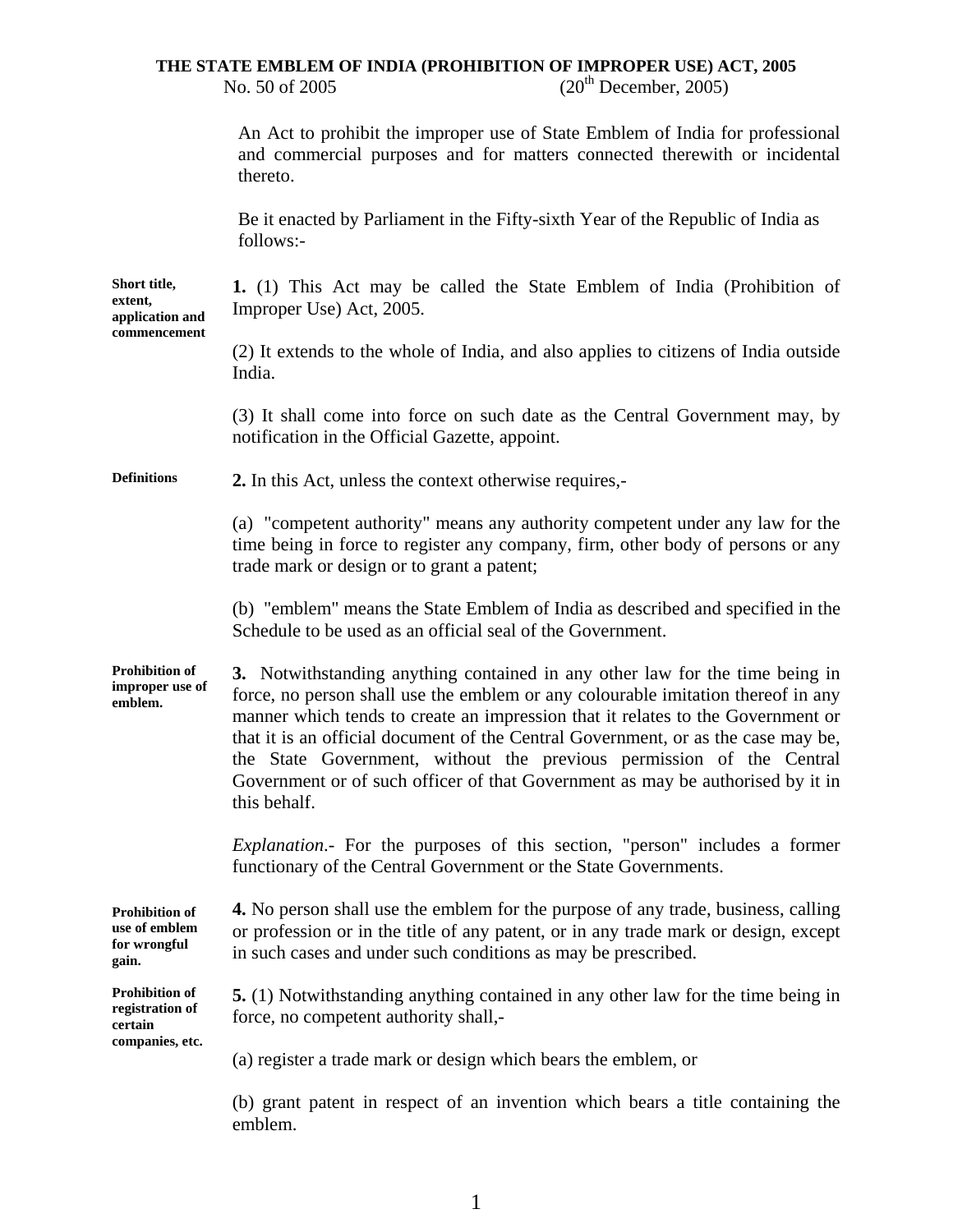# THE STATE EMBLEM OF INDIA (PROHIBITION OF IMPROPER USE) ACT, 2005

No. 50 of 2005 (20th December, 2005)

An Act to prohibit the improper use of State Emblem of India for professional and commercial purposes and for matters connected therewith or incidental thereto.

Be it enacted by Parliament in the Fifty-sixth Year of the Republic of India as follows:-

**Short title, extent, application and commencement**

**1.** (1) This Act may be called the State Emblem of India (Prohibition of Improper Use) Act, 2005.

(2) It extends to the whole of India, and also applies to citizens of India outside India.

(3) It shall come into force on such date as the Central Government may, by notification in the Official Gazette, appoint.

**Definitions**

**2.** In this Act, unless the context otherwise requires,-

(a) "competent authority" means any authority competent under any law for the time being in force to register any company, firm, other body of persons or any trade mark or design or to grant a patent;

(b) "emblem" means the State Emblem of India as described and specified in the Schedule to be used as an official seal of the Government.

**Prohibition of improper use of emblem.**

**3.** Notwithstanding anything contained in any other law for the time being in force, no person shall use the emblem or any colourable imitation thereof in any manner which tends to create an impression that it relates to the Government or that it is an official document of the Central Government, or as the case may be, the State Government, without the previous permission of the Central Government or of such officer of that Government as may be authorised by it in this behalf.

*Explanation*.- For the purposes of this section, "person" includes a former functionary of the Central Government or the State Governments.

**Prohibition of use of emblem for wrongful gain.**

**4.** No person shall use the emblem for the purpose of any trade, business, calling or profession or in the title of any patent, or in any trade mark or design, except in such cases and under such conditions as may be prescribed.

**Prohibition of registration of certain companies, etc.**

**5.** (1) Notwithstanding anything contained in any other law for the time being in force, no competent authority shall,-

(a) register a trade mark or design which bears the emblem, or

(b) grant patent in respect of an invention which bears a title containing the emblem.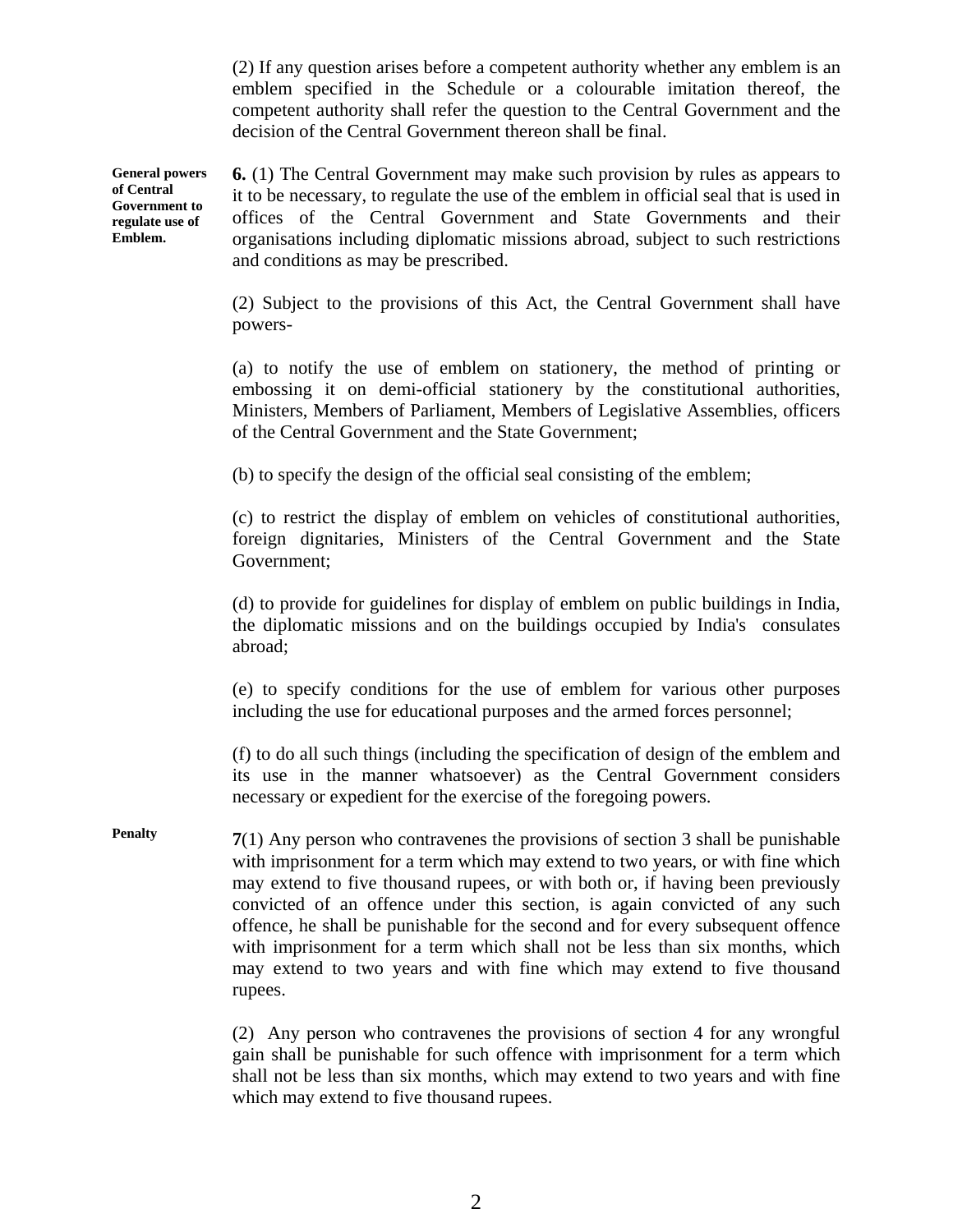(2) If any question arises before a competent authority whether any emblem is an emblem specified in the Schedule or a colourable imitation thereof, the competent authority shall refer the question to the Central Government and the decision of the Central Government thereon shall be final.

**General powers of Central Government to regulate use of Emblem.**

**6.** (1) The Central Government may make such provision by rules as appears to it to be necessary, to regulate the use of the emblem in official seal that is used in offices of the Central Government and State Governments and their organisations including diplomatic missions abroad, subject to such restrictions and conditions as may be prescribed.

(2) Subject to the provisions of this Act, the Central Government shall have powers-

(a) to notify the use of emblem on stationery, the method of printing or embossing it on demi-official stationery by the constitutional authorities, Ministers, Members of Parliament, Members of Legislative Assemblies, officers of the Central Government and the State Government;

(b) to specify the design of the official seal consisting of the emblem;

(c) to restrict the display of emblem on vehicles of constitutional authorities, foreign dignitaries, Ministers of the Central Government and the State Government;

(d) to provide for guidelines for display of emblem on public buildings in India, the diplomatic missions and on the buildings occupied by India's consulates abroad;

(e) to specify conditions for the use of emblem for various other purposes including the use for educational purposes and the armed forces personnel;

(f) to do all such things (including the specification of design of the emblem and its use in the manner whatsoever) as the Central Government considers necessary or expedient for the exercise of the foregoing powers.

**Penalty**

**7**(1) Any person who contravenes the provisions of section 3 shall be punishable with imprisonment for a term which may extend to two years, or with fine which may extend to five thousand rupees, or with both or, if having been previously convicted of an offence under this section, is again convicted of any such offence, he shall be punishable for the second and for every subsequent offence with imprisonment for a term which shall not be less than six months, which may extend to two years and with fine which may extend to five thousand rupees.

(2) Any person who contravenes the provisions of section 4 for any wrongful gain shall be punishable for such offence with imprisonment for a term which shall not be less than six months, which may extend to two years and with fine which may extend to five thousand rupees.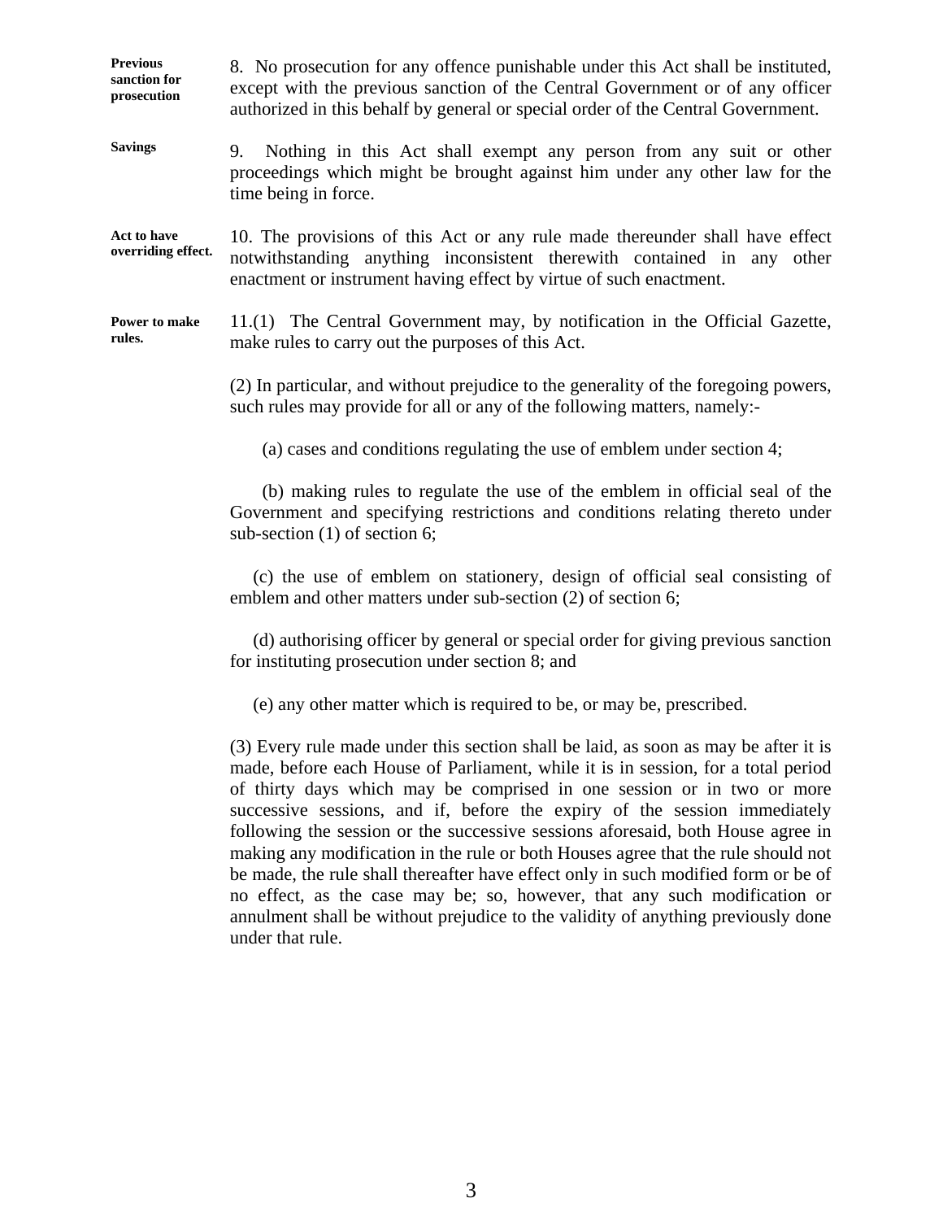**Previous sanction for prosecution**

8. No prosecution for any offence punishable under this Act shall be instituted, except with the previous sanction of the Central Government or of any officer authorized in this behalf by general or special order of the Central Government.

**Savings**

9. Nothing in this Act shall exempt any person from any suit or other proceedings which might be brought against him under any other law for the time being in force.

**Act to have overriding effect.**

10. The provisions of this Act or any rule made thereunder shall have effect notwithstanding anything inconsistent therewith contained in any other enactment or instrument having effect by virtue of such enactment.

**Power to make rules.**

11.(1) The Central Government may, by notification in the Official Gazette, make rules to carry out the purposes of this Act.

(2) In particular, and without prejudice to the generality of the foregoing powers, such rules may provide for all or any of the following matters, namely:-

(a) cases and conditions regulating the use of emblem under section 4;

(b) making rules to regulate the use of the emblem in official seal of the Government and specifying restrictions and conditions relating thereto under sub-section (1) of section 6;

(c) the use of emblem on stationery, design of official seal consisting of emblem and other matters under sub-section (2) of section 6;

(d) authorising officer by general or special order for giving previous sanction for instituting prosecution under section 8; and

(e) any other matter which is required to be, or may be, prescribed.

(3) Every rule made under this section shall be laid, as soon as may be after it is made, before each House of Parliament, while it is in session, for a total period of thirty days which may be comprised in one session or in two or more successive sessions, and if, before the expiry of the session immediately following the session or the successive sessions aforesaid, both House agree in making any modification in the rule or both Houses agree that the rule should not be made, the rule shall thereafter have effect only in such modified form or be of no effect, as the case may be; so, however, that any such modification or annulment shall be without prejudice to the validity of anything previously done under that rule.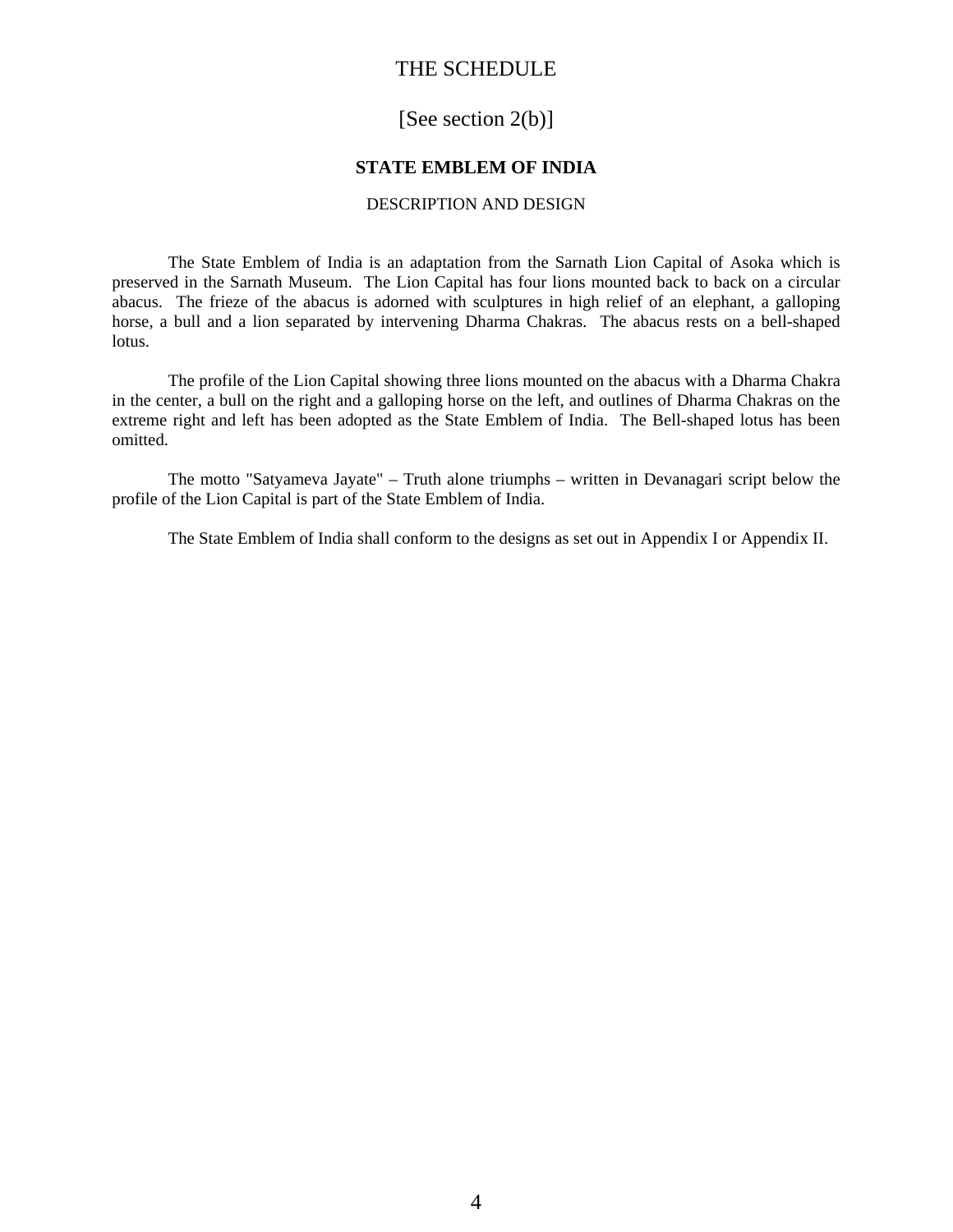# THE SCHEDULE

[See section 2(b)]

## STATE EMBLEM OF INDIA

DESCRIPTION AND DESIGN

The State Emblem of India is an adaptation from the Sarnath Lion Capital of Asoka which is preserved in the Sarnath Museum. The Lion Capital has four lions mounted back to back on a circular abacus. The frieze of the abacus is adorned with sculptures in high relief of an elephant, a galloping horse, a bull and a lion separated by intervening Dharma Chakras. The abacus rests on a bell-shaped lotus.

The profile of the Lion Capital showing three lions mounted on the abacus with a Dharma Chakra in the center, a bull on the right and a galloping horse on the left, and outlines of Dharma Chakras on the extreme right and left has been adopted as the State Emblem of India. The Bell-shaped lotus has been omitted.

The motto "Satyameva Jayate" – Truth alone triumphs – written in Devanagari script below the profile of the Lion Capital is part of the State Emblem of India.

The State Emblem of India shall conform to the designs as set out in Appendix I or Appendix II.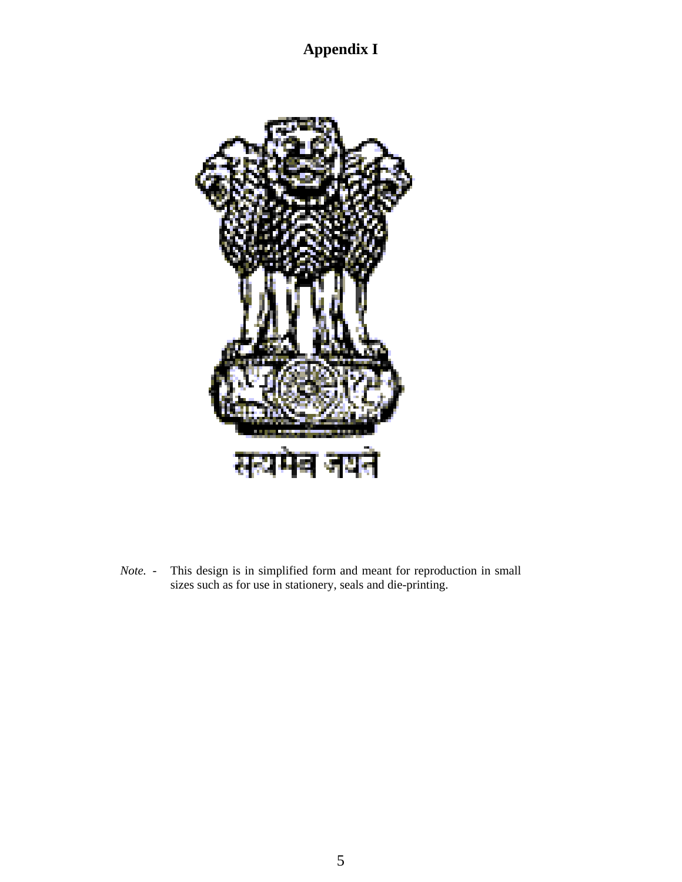# Appendix I

सत्यमेव जयते

*Note.* - This design is in simplified form and meant for reproduction in small sizes such as for use in stationery, seals and die-printing.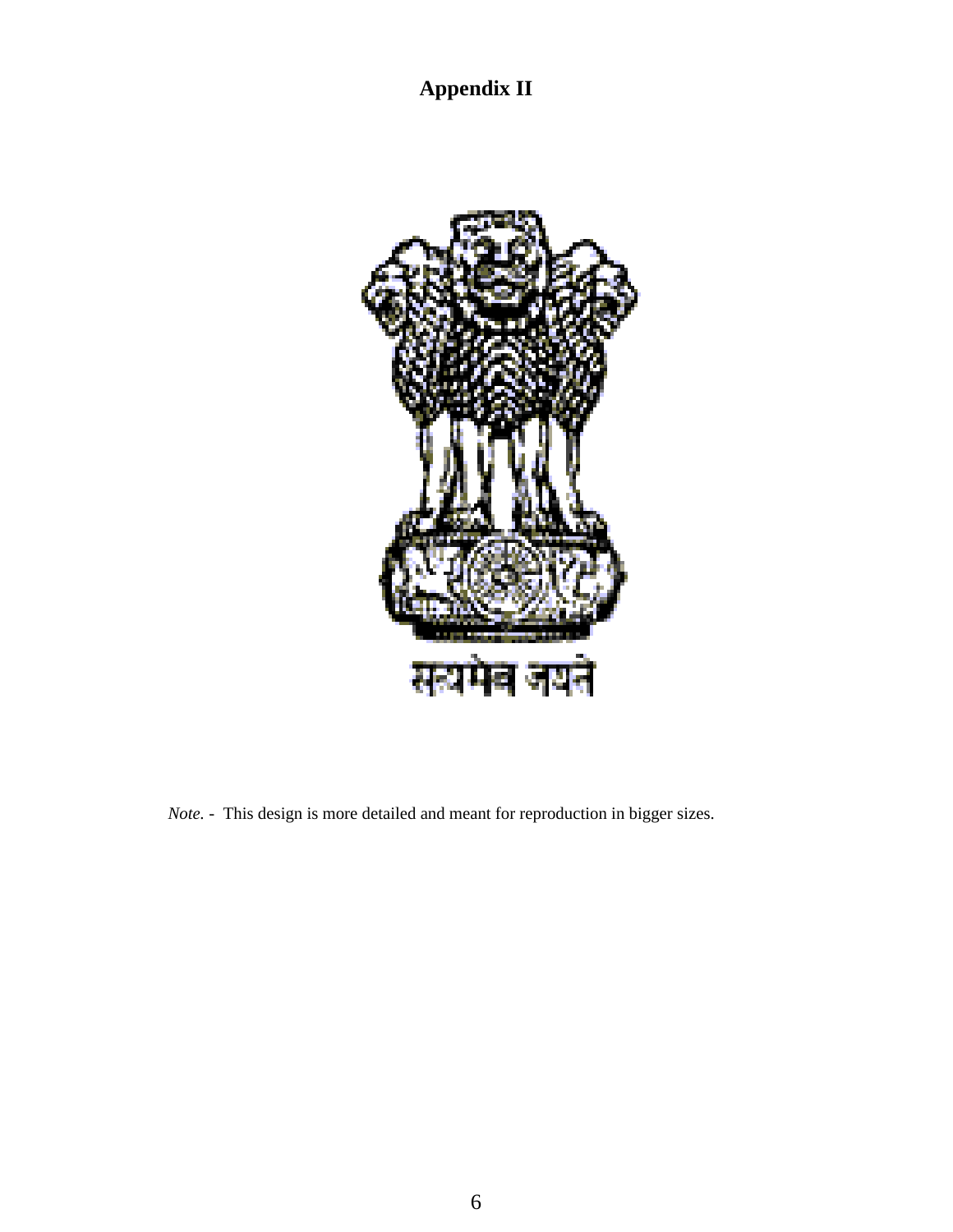# Appendix II

सत्यमेव जयते

*Note.* - This design is more detailed and meant for reproduction in bigger sizes.